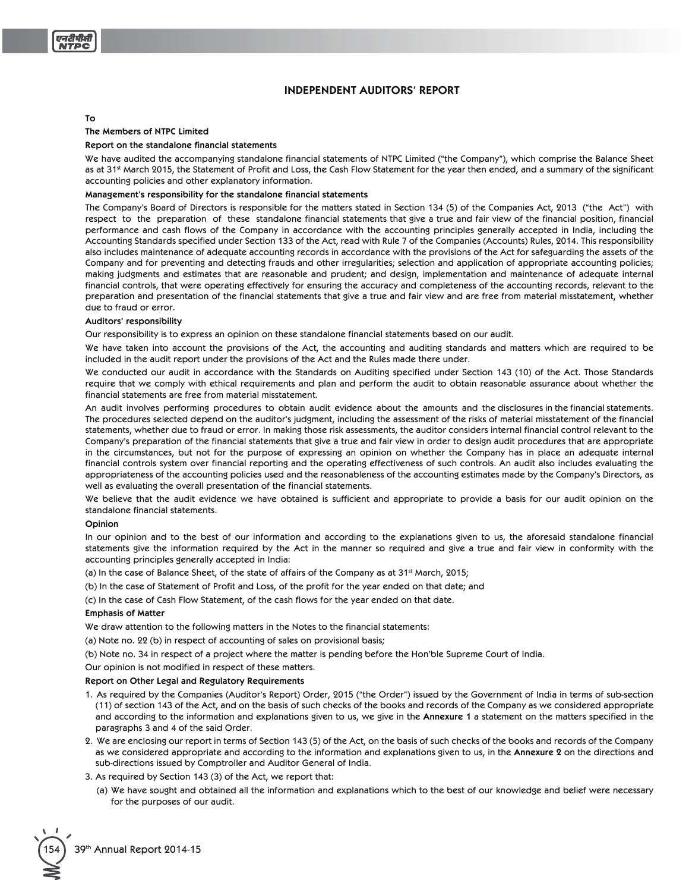# INDEPENDENT AUDITORS' REPORT

**To**

**The Members of NTPC Limited**

**Report on the standalone financial statements**

We have audited the accompanying standalone financial statements of NTPC Limited ("the Company"), which comprise the Balance Sheet as at 31st March 2015, the Statement of Profit and Loss, the Cash Flow Statement for the year then ended, and a summary of the significant accounting policies and other explanatory information.

**Management's responsibility for the standalone financial statements**

The Company's Board of Directors is responsible for the matters stated in Section 134 (5) of the Companies Act, 2013 ("the Act") with respect to the preparation of these standalone financial statements that give a true and fair view of the financial position, financial performance and cash flows of the Company in accordance with the accounting principles generally accepted in India, including the Accounting Standards specified under Section 133 of the Act, read with Rule 7 of the Companies (Accounts) Rules, 2014. This responsibility also includes maintenance of adequate accounting records in accordance with the provisions of the Act for safeguarding the assets of the Company and for preventing and detecting frauds and other irregularities; selection and application of appropriate accounting policies; making judgments and estimates that are reasonable and prudent; and design, implementation and maintenance of adequate internal financial controls, that were operating effectively for ensuring the accuracy and completeness of the accounting records, relevant to the preparation and presentation of the financial statements that give a true and fair view and are free from material misstatement, whether due to fraud or error.

**Auditors' responsibility**

Our responsibility is to express an opinion on these standalone financial statements based on our audit.

We have taken into account the provisions of the Act, the accounting and auditing standards and matters which are required to be included in the audit report under the provisions of the Act and the Rules made there under.

We conducted our audit in accordance with the Standards on Auditing specified under Section 143 (10) of the Act. Those Standards require that we comply with ethical requirements and plan and perform the audit to obtain reasonable assurance about whether the financial statements are free from material misstatement.

An audit involves performing procedures to obtain audit evidence about the amounts and the disclosures in the financial statements. The procedures selected depend on the auditor's judgment, including the assessment of the risks of material misstatement of the financial statements, whether due to fraud or error. In making those risk assessments, the auditor considers internal financial control relevant to the Company's preparation of the financial statements that give a true and fair view in order to design audit procedures that are appropriate in the circumstances, but not for the purpose of expressing an opinion on whether the Company has in place an adequate internal financial controls system over financial reporting and the operating effectiveness of such controls. An audit also includes evaluating the appropriateness of the accounting policies used and the reasonableness of the accounting estimates made by the Company's Directors, as well as evaluating the overall presentation of the financial statements.

We believe that the audit evidence we have obtained is sufficient and appropriate to provide a basis for our audit opinion on the standalone financial statements.

**Opinion**

In our opinion and to the best of our information and according to the explanations given to us, the aforesaid standalone financial statements give the information required by the Act in the manner so required and give a true and fair view in conformity with the accounting principles generally accepted in India:

(a) In the case of Balance Sheet, of the state of affairs of the Company as at 31st March, 2015;

(b) In the case of Statement of Profit and Loss, of the profit for the year ended on that date; and

(c) In the case of Cash Flow Statement, of the cash flows for the year ended on that date.

**Emphasis of Matter**

We draw attention to the following matters in the Notes to the financial statements:

(a) Note no. 22 (b) in respect of accounting of sales on provisional basis;

(b) Note no. 34 in respect of a project where the matter is pending before the Hon'ble Supreme Court of India.

Our opinion is not modified in respect of these matters.

**Report on Other Legal and Regulatory Requirements**

1. As required by the Companies (Auditor's Report) Order, 2015 ("the Order") issued by the Government of India in terms of sub-section (11) of section 143 of the Act, and on the basis of such checks of the books and records of the Company as we considered appropriate and according to the information and explanations given to us, we give in the **Annexure 1** a statement on the matters specified in the paragraphs 3 and 4 of the said Order.
2. We are enclosing our report in terms of Section 143 (5) of the Act, on the basis of such checks of the books and records of the Company as we considered appropriate and according to the information and explanations given to us, in the **Annexure 2** on the directions and sub-directions issued by Comptroller and Auditor General of India.
3. As required by Section 143 (3) of the Act, we report that:
   (a) We have sought and obtained all the information and explanations which to the best of our knowledge and belief were necessary for the purposes of our audit.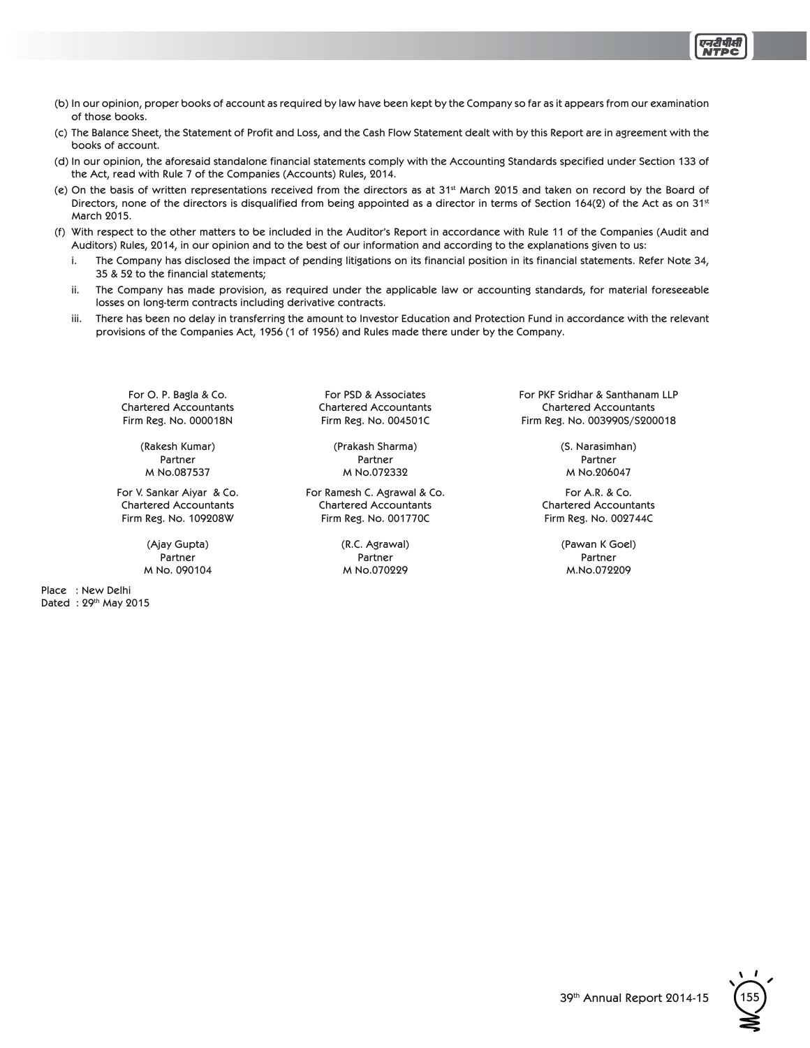(b) In our opinion, proper books of account as required by law have been kept by the Company so far as it appears from our examination of those books.

(c) The Balance Sheet, the Statement of Profit and Loss, and the Cash Flow Statement dealt with by this Report are in agreement with the books of account.

(d) In our opinion, the aforesaid standalone financial statements comply with the Accounting Standards specified under Section 133 of the Act, read with Rule 7 of the Companies (Accounts) Rules, 2014.

(e) On the basis of written representations received from the directors as at 31st March 2015 and taken on record by the Board of Directors, none of the directors is disqualified from being appointed as a director in terms of Section 164(2) of the Act as on 31st March 2015.

(f) With respect to the other matters to be included in the Auditor's Report in accordance with Rule 11 of the Companies (Audit and Auditors) Rules, 2014, in our opinion and to the best of our information and according to the explanations given to us:

   i. The Company has disclosed the impact of pending litigations on its financial position in its financial statements. Refer Note 34, 35 & 52 to the financial statements;

   ii. The Company has made provision, as required under the applicable law or accounting standards, for material foreseeable losses on long-term contracts including derivative contracts.

   iii. There has been no delay in transferring the amount to Investor Education and Protection Fund in accordance with the relevant provisions of the Companies Act, 1956 (1 of 1956) and Rules made there under by the Company.

For O. P. Bagla & Co.
Chartered Accountants
Firm Reg. No. 000018N

(Rakesh Kumar)
Partner
M No.087537

For PSD & Associates
Chartered Accountants
Firm Reg. No. 004501C

(Prakash Sharma)
Partner
M No.072332

For PKF Sridhar & Santhanam LLP
Chartered Accountants
Firm Reg. No. 003990S/S200018

(S. Narasimhan)
Partner
M No.206047

For V. Sankar Aiyar & Co.
Chartered Accountants
Firm Reg. No. 109208W

(Ajay Gupta)
Partner
M No. 090104

For Ramesh C. Agrawal & Co.
Chartered Accountants
Firm Reg. No. 001770C

(R.C. Agrawal)
Partner
M No.070229

For A.R. & Co.
Chartered Accountants
Firm Reg. No. 002744C

(Pawan K Goel)
Partner
M.No.072209

Place : New Delhi
Dated : 29th May 2015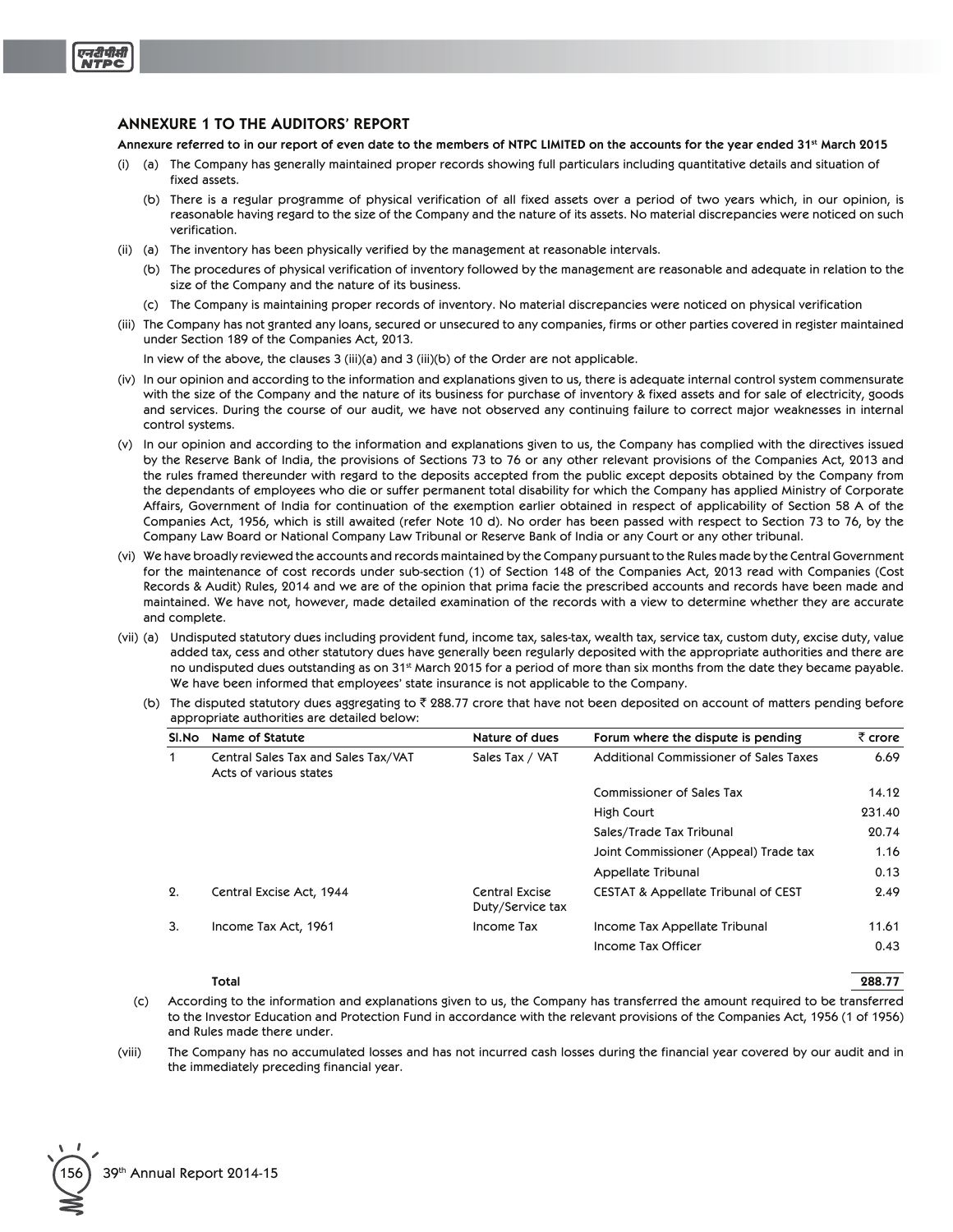## ANNEXURE 1 TO THE AUDITORS' REPORT

**Annexure referred to in our report of even date to the members of NTPC LIMITED on the accounts for the year ended 31st March 2015**

(i) (a) The Company has generally maintained proper records showing full particulars including quantitative details and situation of fixed assets.

(b) There is a regular programme of physical verification of all fixed assets over a period of two years which, in our opinion, is reasonable having regard to the size of the Company and the nature of its assets. No material discrepancies were noticed on such verification.

(ii) (a) The inventory has been physically verified by the management at reasonable intervals.

(b) The procedures of physical verification of inventory followed by the management are reasonable and adequate in relation to the size of the Company and the nature of its business.

(c) The Company is maintaining proper records of inventory. No material discrepancies were noticed on physical verification

(iii) The Company has not granted any loans, secured or unsecured to any companies, firms or other parties covered in register maintained under Section 189 of the Companies Act, 2013.

In view of the above, the clauses 3 (iii)(a) and 3 (iii)(b) of the Order are not applicable.

(iv) In our opinion and according to the information and explanations given to us, there is adequate internal control system commensurate with the size of the Company and the nature of its business for purchase of inventory & fixed assets and for sale of electricity, goods and services. During the course of our audit, we have not observed any continuing failure to correct major weaknesses in internal control systems.

(v) In our opinion and according to the information and explanations given to us, the Company has complied with the directives issued by the Reserve Bank of India, the provisions of Sections 73 to 76 or any other relevant provisions of the Companies Act, 2013 and the rules framed thereunder with regard to the deposits accepted from the public except deposits obtained by the Company from the dependants of employees who die or suffer permanent total disability for which the Company has applied Ministry of Corporate Affairs, Government of India for continuation of the exemption earlier obtained in respect of applicability of Section 58 A of the Companies Act, 1956, which is still awaited (refer Note 10 d). No order has been passed with respect to Section 73 to 76, by the Company Law Board or National Company Law Tribunal or Reserve Bank of India or any Court or any other tribunal.

(vi) We have broadly reviewed the accounts and records maintained by the Company pursuant to the Rules made by the Central Government for the maintenance of cost records under sub-section (1) of Section 148 of the Companies Act, 2013 read with Companies (Cost Records & Audit) Rules, 2014 and we are of the opinion that prima facie the prescribed accounts and records have been made and maintained. We have not, however, made detailed examination of the records with a view to determine whether they are accurate and complete.

(vii) (a) Undisputed statutory dues including provident fund, income tax, sales-tax, wealth tax, service tax, custom duty, excise duty, value added tax, cess and other statutory dues have generally been regularly deposited with the appropriate authorities and there are no undisputed dues outstanding as on 31st March 2015 for a period of more than six months from the date they became payable. We have been informed that employees' state insurance is not applicable to the Company.

(b) The disputed statutory dues aggregating to ₹ 288.77 crore that have not been deposited on account of matters pending before appropriate authorities are detailed below:

| Sl.No | Name of Statute | Nature of dues | Forum where the dispute is pending | ₹ crore |
|---|---|---|---|---|
| 1 | Central Sales Tax and Sales Tax/VAT Acts of various states | Sales Tax / VAT | Additional Commissioner of Sales Taxes | 6.69 |
| | | | Commissioner of Sales Tax | 14.12 |
| | | | High Court | 231.40 |
| | | | Sales/Trade Tax Tribunal | 20.74 |
| | | | Joint Commissioner (Appeal) Trade tax | 1.16 |
| | | | Appellate Tribunal | 0.13 |
| 2. | Central Excise Act, 1944 | Central Excise Duty/Service tax | CESTAT & Appellate Tribunal of CEST | 2.49 |
| 3. | Income Tax Act, 1961 | Income Tax | Income Tax Appellate Tribunal | 11.61 |
| | | | Income Tax Officer | 0.43 |
| | **Total** | | | **288.77** |

(c) According to the information and explanations given to us, the Company has transferred the amount required to be transferred to the Investor Education and Protection Fund in accordance with the relevant provisions of the Companies Act, 1956 (1 of 1956) and Rules made there under.

(viii) The Company has no accumulated losses and has not incurred cash losses during the financial year covered by our audit and in the immediately preceding financial year.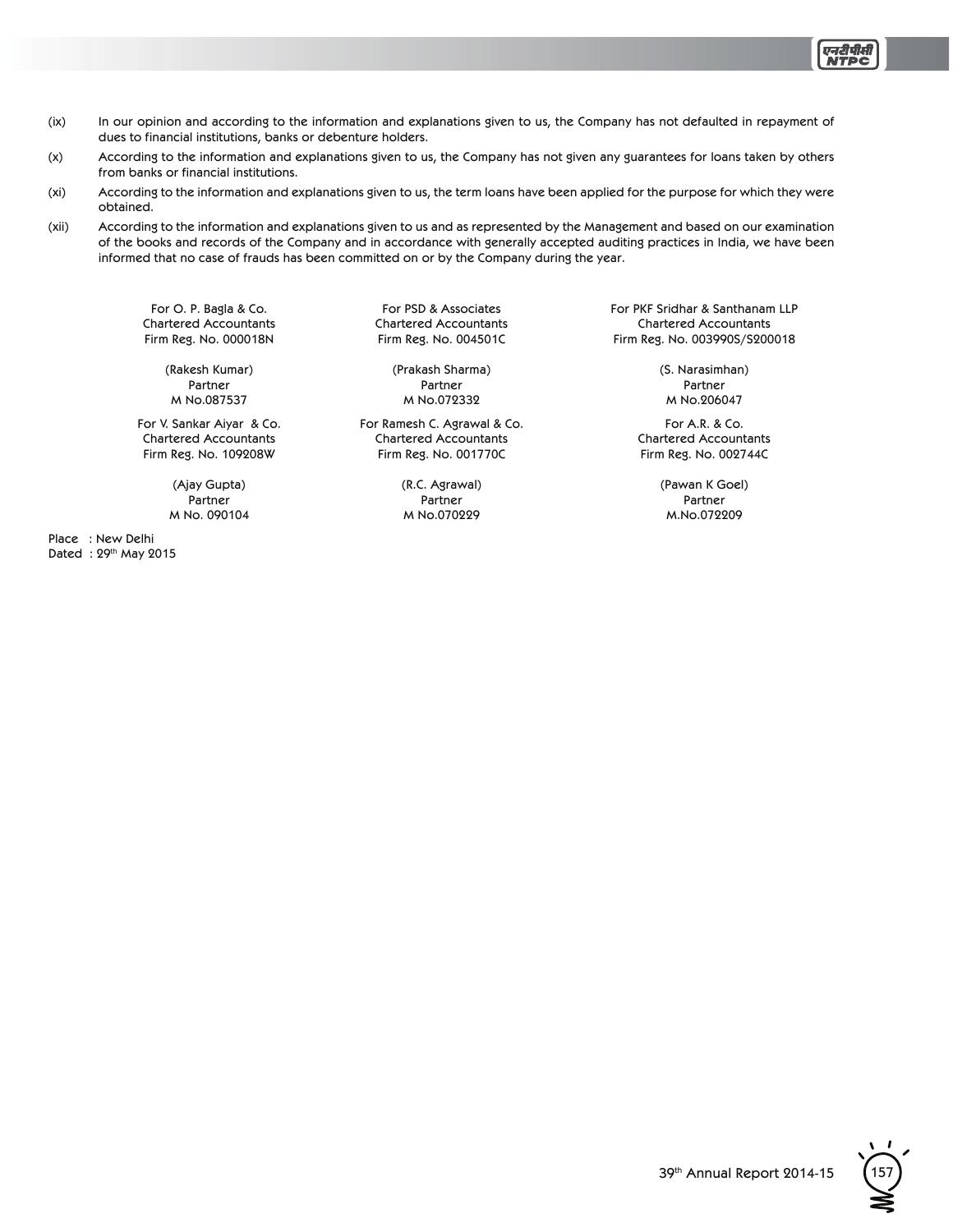(ix) In our opinion and according to the information and explanations given to us, the Company has not defaulted in repayment of dues to financial institutions, banks or debenture holders.

(x) According to the information and explanations given to us, the Company has not given any guarantees for loans taken by others from banks or financial institutions.

(xi) According to the information and explanations given to us, the term loans have been applied for the purpose for which they were obtained.

(xii) According to the information and explanations given to us and as represented by the Management and based on our examination of the books and records of the Company and in accordance with generally accepted auditing practices in India, we have been informed that no case of frauds has been committed on or by the Company during the year.

For O. P. Bagla & Co.
Chartered Accountants
Firm Reg. No. 000018N

(Rakesh Kumar)
Partner
M No.087537

For PSD & Associates
Chartered Accountants
Firm Reg. No. 004501C

(Prakash Sharma)
Partner
M No.072332

For PKF Sridhar & Santhanam LLP
Chartered Accountants
Firm Reg. No. 003990S/S200018

(S. Narasimhan)
Partner
M No.206047

For V. Sankar Aiyar & Co.
Chartered Accountants
Firm Reg. No. 109208W

(Ajay Gupta)
Partner
M No. 090104

For Ramesh C. Agrawal & Co.
Chartered Accountants
Firm Reg. No. 001770C

(R.C. Agrawal)
Partner
M No.070229

For A.R. & Co.
Chartered Accountants
Firm Reg. No. 002744C

(Pawan K Goel)
Partner
M.No.072209

Place : New Delhi
Dated : 29th May 2015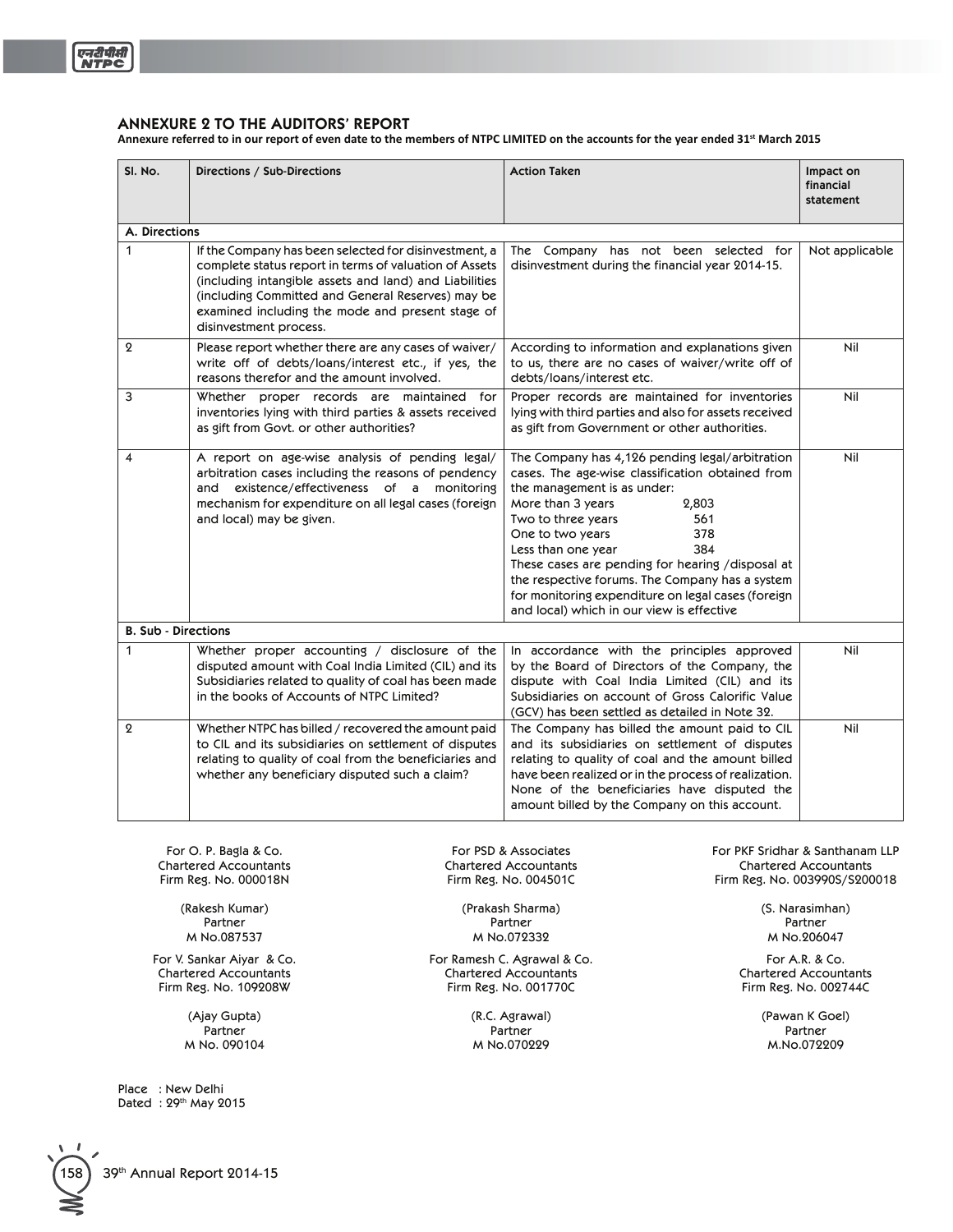## ANNEXURE 2 TO THE AUDITORS' REPORT

**Annexure referred to in our report of even date to the members of NTPC LIMITED on the accounts for the year ended 31st March 2015**

| Sl. No. | Directions / Sub-Directions | Action Taken | Impact on financial statement |
|---|---|---|---|
| **A. Directions** | | | |
| 1 | If the Company has been selected for disinvestment, a complete status report in terms of valuation of Assets (including intangible assets and land) and Liabilities (including Committed and General Reserves) may be examined including the mode and present stage of disinvestment process. | The Company has not been selected for disinvestment during the financial year 2014-15. | Not applicable |
| 2 | Please report whether there are any cases of waiver/ write off of debts/loans/interest etc., if yes, the reasons therefor and the amount involved. | According to information and explanations given to us, there are no cases of waiver/write off of debts/loans/interest etc. | Nil |
| 3 | Whether proper records are maintained for inventories lying with third parties & assets received as gift from Govt. or other authorities? | Proper records are maintained for inventories lying with third parties and also for assets received as gift from Government or other authorities. | Nil |
| 4 | A report on age-wise analysis of pending legal/ arbitration cases including the reasons of pendency and existence/effectiveness of a monitoring mechanism for expenditure on all legal cases (foreign and local) may be given. | The Company has 4,126 pending legal/arbitration cases. The age-wise classification obtained from the management is as under:<br>More than 3 years 2,803<br>Two to three years 561<br>One to two years 378<br>Less than one year 384<br>These cases are pending for hearing /disposal at the respective forums. The Company has a system for monitoring expenditure on legal cases (foreign and local) which in our view is effective | Nil |
| **B. Sub - Directions** | | | |
| 1 | Whether proper accounting / disclosure of the disputed amount with Coal India Limited (CIL) and its Subsidiaries related to quality of coal has been made in the books of Accounts of NTPC Limited? | In accordance with the principles approved by the Board of Directors of the Company, the dispute with Coal India Limited (CIL) and its Subsidiaries on account of Gross Calorific Value (GCV) has been settled as detailed in Note 32. | Nil |
| 2 | Whether NTPC has billed / recovered the amount paid to CIL and its subsidiaries on settlement of disputes relating to quality of coal from the beneficiaries and whether any beneficiary disputed such a claim? | The Company has billed the amount paid to CIL and its subsidiaries on settlement of disputes relating to quality of coal and the amount billed have been realized or in the process of realization. None of the beneficiaries have disputed the amount billed by the Company on this account. | Nil |

For O. P. Bagla & Co.
Chartered Accountants
Firm Reg. No. 000018N

(Rakesh Kumar)
Partner
M No.087537

For PSD & Associates
Chartered Accountants
Firm Reg. No. 004501C

(Prakash Sharma)
Partner
M No.072332

For PKF Sridhar & Santhanam LLP
Chartered Accountants
Firm Reg. No. 003990S/S200018

(S. Narasimhan)
Partner
M No.206047

For V. Sankar Aiyar & Co.
Chartered Accountants
Firm Reg. No. 109208W

(Ajay Gupta)
Partner
M No. 090104

For Ramesh C. Agrawal & Co.
Chartered Accountants
Firm Reg. No. 001770C

(R.C. Agrawal)
Partner
M No.070229

For A.R. & Co.
Chartered Accountants
Firm Reg. No. 002744C

(Pawan K Goel)
Partner
M.No.072209

Place : New Delhi
Dated : 29th May 2015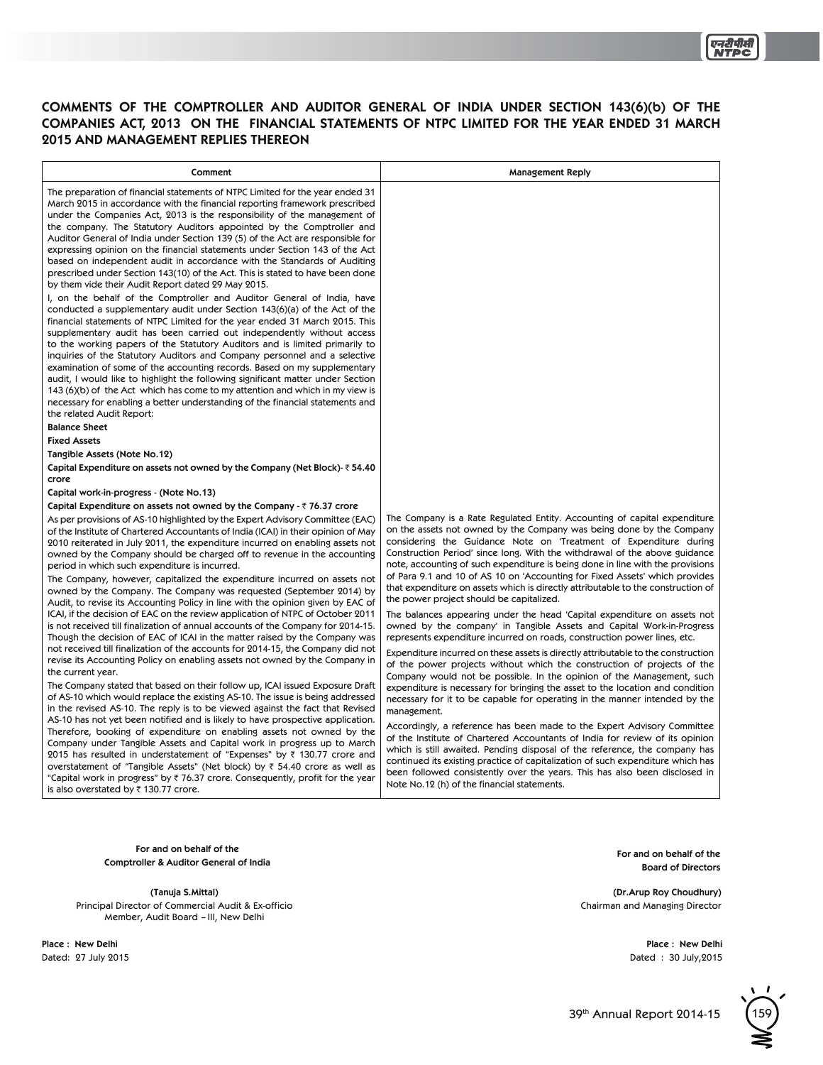## COMMENTS OF THE COMPTROLLER AND AUDITOR GENERAL OF INDIA UNDER SECTION 143(6)(b) OF THE COMPANIES ACT, 2013 ON THE FINANCIAL STATEMENTS OF NTPC LIMITED FOR THE YEAR ENDED 31 MARCH 2015 AND MANAGEMENT REPLIES THEREON

| Comment | Management Reply |
|---|---|
| The preparation of financial statements of NTPC Limited for the year ended 31 March 2015 in accordance with the financial reporting framework prescribed under the Companies Act, 2013 is the responsibility of the management of the company. The Statutory Auditors appointed by the Comptroller and Auditor General of India under Section 139 (5) of the Act are responsible for expressing opinion on the financial statements under Section 143 of the Act based on independent audit in accordance with the Standards of Auditing prescribed under Section 143(10) of the Act. This is stated to have been done by them vide their Audit Report dated 29 May 2015.<br><br>I, on the behalf of the Comptroller and Auditor General of India, have conducted a supplementary audit under Section 143(6)(a) of the Act of the financial statements of NTPC Limited for the year ended 31 March 2015. This supplementary audit has been carried out independently without access to the working papers of the Statutory Auditors and is limited primarily to inquiries of the Statutory Auditors and Company personnel and a selective examination of some of the accounting records. Based on my supplementary audit, I would like to highlight the following significant matter under Section 143 (6)(b) of the Act which has come to my attention and which in my view is necessary for enabling a better understanding of the financial statements and the related Audit Report:<br><br>**Balance Sheet**<br>**Fixed Assets**<br>**Tangible Assets (Note No.12)**<br>**Capital Expenditure on assets not owned by the Company (Net Block)- ₹ 54.40 crore**<br>**Capital work-in-progress - (Note No.13)**<br>**Capital Expenditure on assets not owned by the Company - ₹ 76.37 crore** | |
| As per provisions of AS-10 highlighted by the Expert Advisory Committee (EAC) of the Institute of Chartered Accountants of India (ICAI) in their opinion of May 2010 reiterated in July 2011, the expenditure incurred on enabling assets not owned by the Company should be charged off to revenue in the accounting period in which such expenditure is incurred.<br><br>The Company, however, capitalized the expenditure incurred on assets not owned by the Company. The Company was requested (September 2014) by Audit, to revise its Accounting Policy in line with the opinion given by EAC of ICAI, if the decision of EAC on the review application of NTPC of October 2011 is not received till finalization of annual accounts of the Company for 2014-15. Though the decision of EAC of ICAI in the matter raised by the Company was not received till finalization of the accounts for 2014-15, the Company did not revise its Accounting Policy on enabling assets not owned by the Company in the current year.<br><br>The Company stated that based on their follow up, ICAI issued Exposure Draft of AS-10 which would replace the existing AS-10. The issue is being addressed in the revised AS-10. The reply is to be viewed against the fact that Revised AS-10 has not yet been notified and is likely to have prospective application. Therefore, booking of expenditure on enabling assets not owned by the Company under Tangible Assets and Capital work in progress up to March 2015 has resulted in understatement of "Expenses" by ₹ 130.77 crore and overstatement of "Tangible Assets" (Net block) by ₹ 54.40 crore as well as "Capital work in progress" by ₹ 76.37 crore. Consequently, profit for the year is also overstated by ₹ 130.77 crore. | The Company is a Rate Regulated Entity. Accounting of capital expenditure on the assets not owned by the Company was being done by the Company considering the Guidance Note on 'Treatment of Expenditure during Construction Period' since long. With the withdrawal of the above guidance note, accounting of such expenditure is being done in line with the provisions of Para 9.1 and 10 of AS 10 on 'Accounting for Fixed Assets' which provides that expenditure on assets which is directly attributable to the construction of the power project should be capitalized.<br><br>The balances appearing under the head 'Capital expenditure on assets not owned by the company' in Tangible Assets and Capital Work-in-Progress represents expenditure incurred on roads, construction power lines, etc.<br><br>Expenditure incurred on these assets is directly attributable to the construction of the power projects without which the construction of projects of the Company would not be possible. In the opinion of the Management, such expenditure is necessary for bringing the asset to the location and condition necessary for it to be capable for operating in the manner intended by the management.<br><br>Accordingly, a reference has been made to the Expert Advisory Committee of the Institute of Chartered Accountants of India for review of its opinion which is still awaited. Pending disposal of the reference, the company has continued its existing practice of capitalization of such expenditure which has been followed consistently over the years. This has also been disclosed in Note No.12 (h) of the financial statements. |

**For and on behalf of the**
**Comptroller & Auditor General of India**

**(Tanuja S.Mittal)**
Principal Director of Commercial Audit & Ex-officio
Member, Audit Board – III, New Delhi

**Place : New Delhi**
Dated: 27 July 2015

**For and on behalf of the**
**Board of Directors**

**(Dr.Arup Roy Choudhury)**
Chairman and Managing Director

**Place : New Delhi**
Dated : 30 July,2015